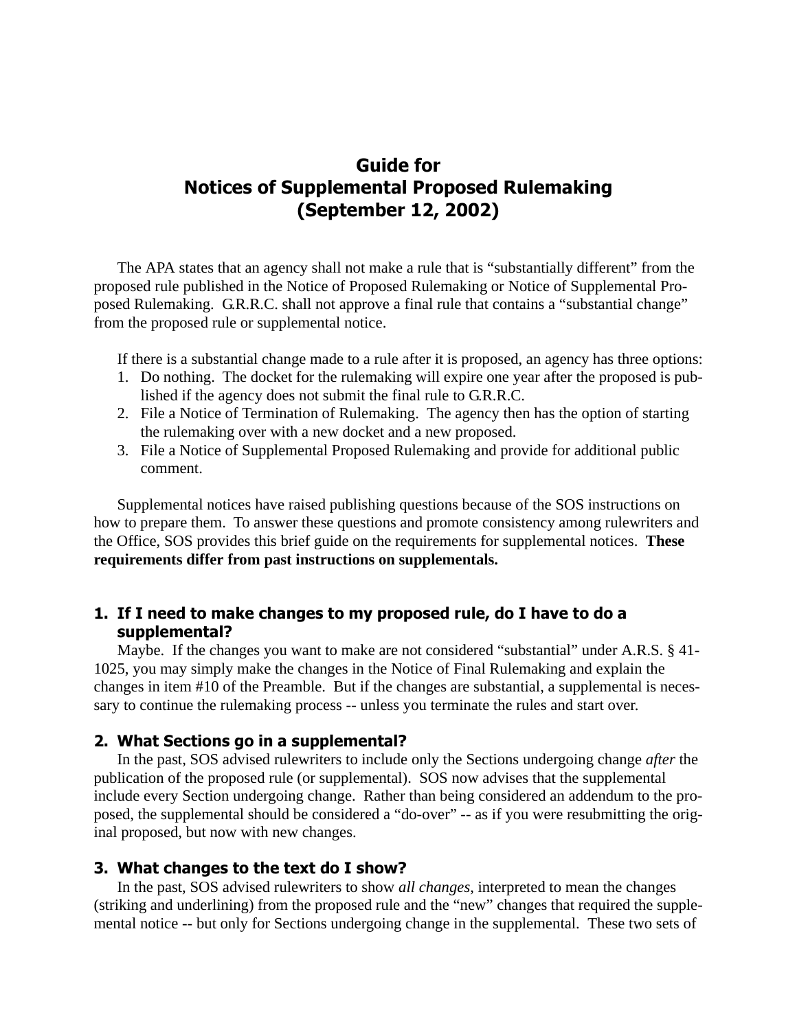# Guide for Notices of Supplemental Proposed Rulemaking (September 12, 2002)

The APA states that an agency shall not make a rule that is "substantially different" from the proposed rule published in the Notice of Proposed Rulemaking or Notice of Supplemental Proposed Rulemaking. G.R.R.C. shall not approve a final rule that contains a "substantial change" from the proposed rule or supplemental notice.

If there is a substantial change made to a rule after it is proposed, an agency has three options:

1. Do nothing. The docket for the rulemaking will expire one year after the proposed is published if the agency does not submit the final rule to G.R.R.C.
2. File a Notice of Termination of Rulemaking. The agency then has the option of starting the rulemaking over with a new docket and a new proposed.
3. File a Notice of Supplemental Proposed Rulemaking and provide for additional public comment.

Supplemental notices have raised publishing questions because of the SOS instructions on how to prepare them. To answer these questions and promote consistency among rulewriters and the Office, SOS provides this brief guide on the requirements for supplemental notices. **These requirements differ from past instructions on supplementals.**

## 1. If I need to make changes to my proposed rule, do I have to do a supplemental?

Maybe. If the changes you want to make are not considered "substantial" under A.R.S. § 41-1025, you may simply make the changes in the Notice of Final Rulemaking and explain the changes in item #10 of the Preamble. But if the changes are substantial, a supplemental is necessary to continue the rulemaking process -- unless you terminate the rules and start over.

## 2. What Sections go in a supplemental?

In the past, SOS advised rulewriters to include only the Sections undergoing change *after* the publication of the proposed rule (or supplemental). SOS now advises that the supplemental include every Section undergoing change. Rather than being considered an addendum to the proposed, the supplemental should be considered a "do-over" -- as if you were resubmitting the original proposed, but now with new changes.

## 3. What changes to the text do I show?

In the past, SOS advised rulewriters to show *all changes*, interpreted to mean the changes (striking and underlining) from the proposed rule and the "new" changes that required the supplemental notice -- but only for Sections undergoing change in the supplemental. These two sets of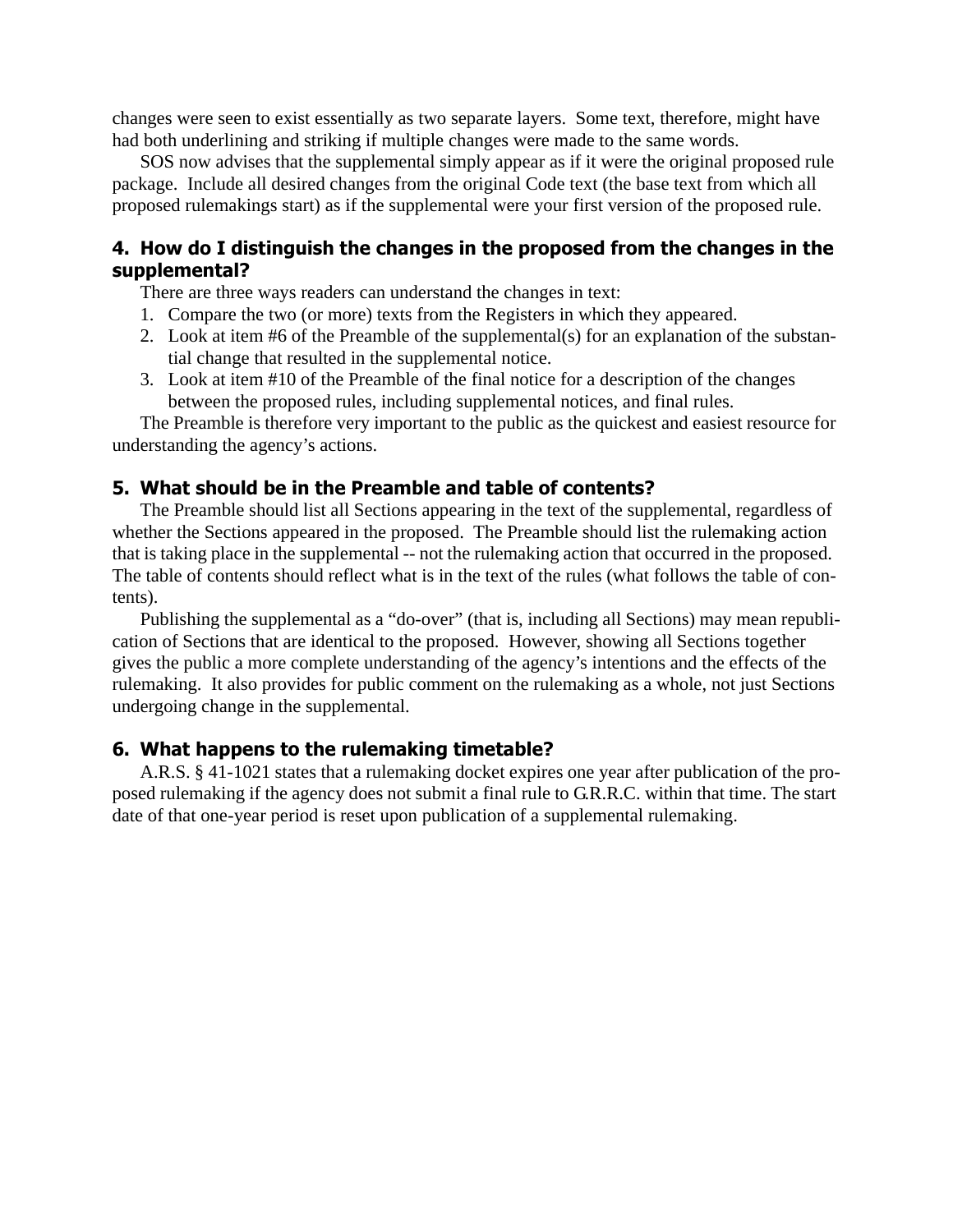changes were seen to exist essentially as two separate layers. Some text, therefore, might have had both underlining and striking if multiple changes were made to the same words.

SOS now advises that the supplemental simply appear as if it were the original proposed rule package. Include all desired changes from the original Code text (the base text from which all proposed rulemakings start) as if the supplemental were your first version of the proposed rule.

### 4. How do I distinguish the changes in the proposed from the changes in the supplemental?

There are three ways readers can understand the changes in text:

1. Compare the two (or more) texts from the Registers in which they appeared.
2. Look at item #6 of the Preamble of the supplemental(s) for an explanation of the substantial change that resulted in the supplemental notice.
3. Look at item #10 of the Preamble of the final notice for a description of the changes between the proposed rules, including supplemental notices, and final rules.

The Preamble is therefore very important to the public as the quickest and easiest resource for understanding the agency's actions.

### 5. What should be in the Preamble and table of contents?

The Preamble should list all Sections appearing in the text of the supplemental, regardless of whether the Sections appeared in the proposed. The Preamble should list the rulemaking action that is taking place in the supplemental -- not the rulemaking action that occurred in the proposed. The table of contents should reflect what is in the text of the rules (what follows the table of contents).

Publishing the supplemental as a "do-over" (that is, including all Sections) may mean republication of Sections that are identical to the proposed. However, showing all Sections together gives the public a more complete understanding of the agency's intentions and the effects of the rulemaking. It also provides for public comment on the rulemaking as a whole, not just Sections undergoing change in the supplemental.

### 6. What happens to the rulemaking timetable?

A.R.S. § 41-1021 states that a rulemaking docket expires one year after publication of the proposed rulemaking if the agency does not submit a final rule to G.R.R.C. within that time. The start date of that one-year period is reset upon publication of a supplemental rulemaking.